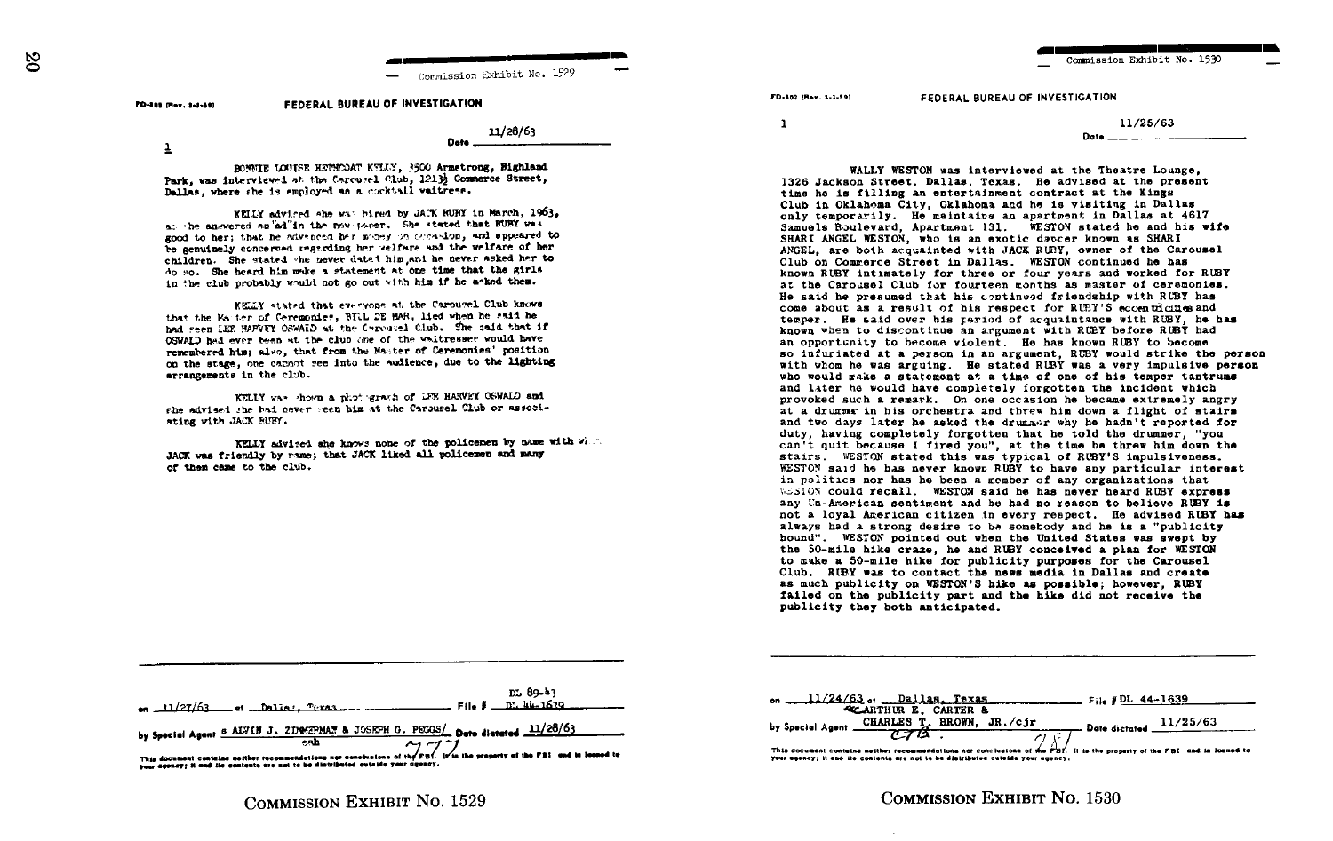Commission Exhibit No. 1529

FD-302 (Rev. 3-3-59)

## FEDERAL BUREAU OF INVESTIGATION

Date 11/28/63

1

BONNIE LOUISE HETHCOAT KELLY, 3500 Armstrong, Highland Park, was interviewed at the Carousel Club, 1213½ Commerce Street, Dallas, where she is employed as a cocktail waitress.

KELLY advised she was hired by JACK RUBY in March, 1963, as she answered an "ad" in the newspaper. She stated that RUBY was good to her; that he advanced her money on occasion, and appeared to be genuinely concerned regarding her welfare and the welfare of her children. She stated she never dated him, and he never asked her to do so. She heard him make a statement at one time that the girls in the club probably would not go out with him if he asked them.

KELLY stated that everyone at the Carousel Club knows that the Master of Ceremonies, BILL DE MAR, lied when he said he had seen LEE HARVEY OSWALD at the Carousel Club. She said that if OSWALD had ever been at the club one of the waitresses would have remembered him; also, that from the Master of Ceremonies' position on the stage, one cannot see into the audience, due to the lighting arrangements in the club.

KELLY was shown a photograph of LEE HARVEY OSWALD and she advised she had never seen him at the Carousel Club or associating with JACK RUBY.

KELLY advised she knows none of the policemen by name with whom JACK was friendly by name; that JACK liked all policemen and many of them came to the club.

on 11/27/63 at Dallas, Texas File # DL 89-43 DL 44-1639

by Special Agent s ALVIN J. ZIMMERMAN & JOSEPH G. PEGGS/ esh Date dictated 11/28/63

777

This document contains neither recommendations nor conclusions of the FBI. It is the property of the FBI and is loaned to your agency; it and its contents are not to be distributed outside your agency.

COMMISSION EXHIBIT NO. 1529

---

Commission Exhibit No. 1530

FD-302 (Rev. 3-3-59)

## FEDERAL BUREAU OF INVESTIGATION

Date 11/25/63

1

WALLY WESTON was interviewed at the Theatre Lounge, 1326 Jackson Street, Dallas, Texas. He advised at the present time he is filling an entertainment contract at the Kings Club in Oklahoma City, Oklahoma and he is visiting in Dallas only temporarily. He maintains an apartment in Dallas at 4617 Samuels Boulevard, Apartment 131. WESTON stated he and his wife SHARI ANGEL WESTON, who is an exotic dancer known as SHARI ANGEL, are both acquainted with JACK RUBY, owner of the Carousel Club on Commerce Street in Dallas. WESTON continued he has known RUBY intimately for three or four years and worked for RUBY at the Carousel Club for fourteen months as master of ceremonies. He said he presumed that his continued friendship with RUBY has come about as a result of his respect for RUBY'S eccentricities and temper. He said over his period of acquaintance with RUBY, he has known when to discontinue an argument with RUBY before RUBY had an opportunity to become violent. He has known RUBY to become so infuriated at a person in an argument, RUBY would strike the person with whom he was arguing. He stated RUBY was a very impulsive person who would make a statement at a time of one of his temper tantrums and later he would have completely forgotten the incident which provoked such a remark. On one occasion he became extremely angry at a drummer in his orchestra and threw him down a flight of stairs and two days later he asked the drummer why he hadn't reported for duty, having completely forgotten that he told the drummer, "you can't quit because I fired you", at the time he threw him down the stairs. WESTON stated this was typical of RUBY'S impulsiveness. WESTON said he has never known RUBY to have any particular interest in politics nor has he been a member of any organizations that WESTON could recall. WESTON said he has never heard RUBY express any Un-American sentiment and he had no reason to believe RUBY is not a loyal American citizen in every respect. He advised RUBY has always had a strong desire to be somebody and he is a "publicity hound". WESTON pointed out when the United States was swept by the 50-mile hike craze, he and RUBY conceived a plan for WESTON to make a 50-mile hike for publicity purposes for the Carousel Club. RUBY was to contact the news media in Dallas and create as much publicity on WESTON'S hike as possible; however, RUBY failed on the publicity part and the hike did not receive the publicity they both anticipated.

on 11/24/63 at Dallas, Texas File # DL 44-1639

by Special Agent s ARTHUR E. CARTER & CHARLES T. BROWN, JR./cjr CTB Date dictated 11/25/63

781

This document contains neither recommendations nor conclusions of the FBI. It is the property of the FBI and is loaned to your agency; it and its contents are not to be distributed outside your agency.

COMMISSION EXHIBIT NO. 1530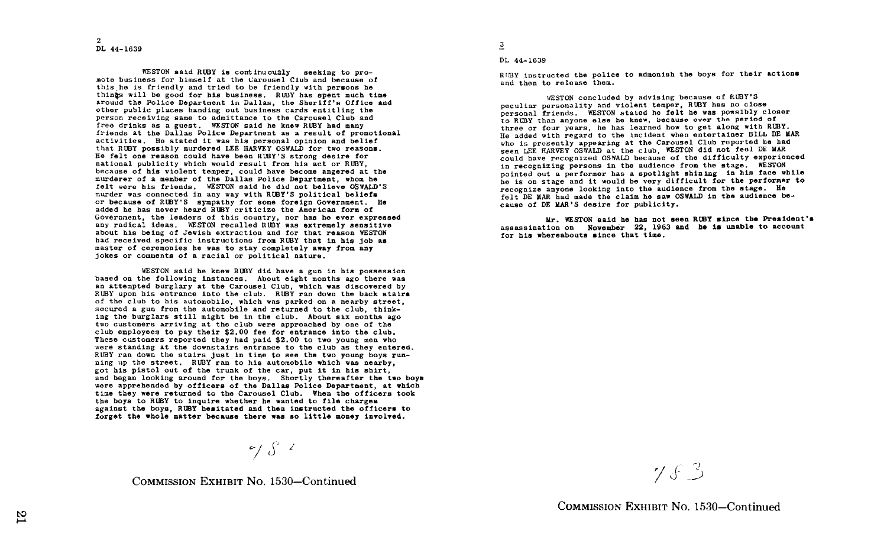WESTON said RUBY is continuously seeking to promote business for himself at the Carousel Club and because of this he is friendly and tried to be friendly with persons he things will be good for his business. RUBY has spent much time around the Police Department in Dallas, the Sheriff's Office and other public places handing out business cards entitling the person receiving same to admittance to the Carousel Club and free drinks as a guest. WESTON said he knew RUBY had many friends at the Dallas Police Department as a result of promotional activities. He stated it was his personal opinion and belief that RUBY possibly murdered LEE HARVEY OSWALD for two reasons. He felt one reason could have been RUBY'S strong desire for national publicity which would result from his act or RUBY, because of his violent temper, could have become angered at the murderer of a member of the Dallas Police Department, whom he felt were his friends. WESTON said he did not believe OSWALD'S murder was connected in any way with RUBY'S political beliefs or because of RUBY'S sympathy for some foreign Government. He added he has never heard RUBY criticize the American form of Government, the leaders of this country, nor has he ever expressed any radical ideas. WESTON recalled RUBY was extremely sensitive about his being of Jewish extraction and for that reason WESTON had received specific instructions from RUBY that in his job as master of ceremonies he was to stay completely away from any jokes or comments of a racial or political nature.

WESTON said he knew RUBY did have a gun in his possession based on the following instances. About eight months ago there was an attempted burglary at the Carousel Club, which was discovered by RUBY upon his entrance into the club. RUBY ran down the back stairs of the club to his automobile, which was parked on a nearby street, secured a gun from the automobile and returned to the club, thinking the burglars still might be in the club. About six months ago two customers arriving at the club were approached by one of the club employees to pay their $2.00 fee for entrance into the club. These customers reported they had paid $2.00 to two young men who were standing at the downstairs entrance to the club as they entered. RUBY ran down the stairs just in time to see the two young boys running up the street. RUBY ran to his automobile which was nearby, got his pistol out of the trunk of the car, put it in his shirt, and began looking around for the boys. Shortly thereafter the two boys were apprehended by officers of the Dallas Police Department, at which time they were returned to the Carousel Club. When the officers took the boys to RUBY to inquire whether he wanted to file charges against the boys, RUBY hesitated and then instructed the officers to forget the whole matter because there was so little money involved.

COMMISSION EXHIBIT No. 1530—Continued

RUBY instructed the police to admonish the boys for their actions and then to release them.

WESTON concluded by advising because of RUBY'S peculiar personality and violent temper, RUBY has no close personal friends. WESTON stated he felt he was possibly closer to RUBY than anyone else he knew, because over the period of three or four years, he has learned how to get along with RUBY. He added with regard to the incident when entertainer BILL DE MAR who is presently appearing at the Carousel Club reported he had seen LEE HARVEY OSWALD at the club, WESTON did not feel DE MAR could have recognized OSWALD because of the difficulty experienced in recognizing persons in the audience from the stage. WESTON pointed out a performer has a spotlight shining in his face while he is on stage and it would be very difficult for the performer to recognize anyone looking into the audience from the stage. He felt DE MAR had made the claim he saw OSWALD in the audience because of DE MAR'S desire for publicity.

Mr. WESTON said he has not seen RUBY since the President's assassination on November 22, 1963 and he is unable to account for his whereabouts since that time.

COMMISSION EXHIBIT No. 1530—Continued